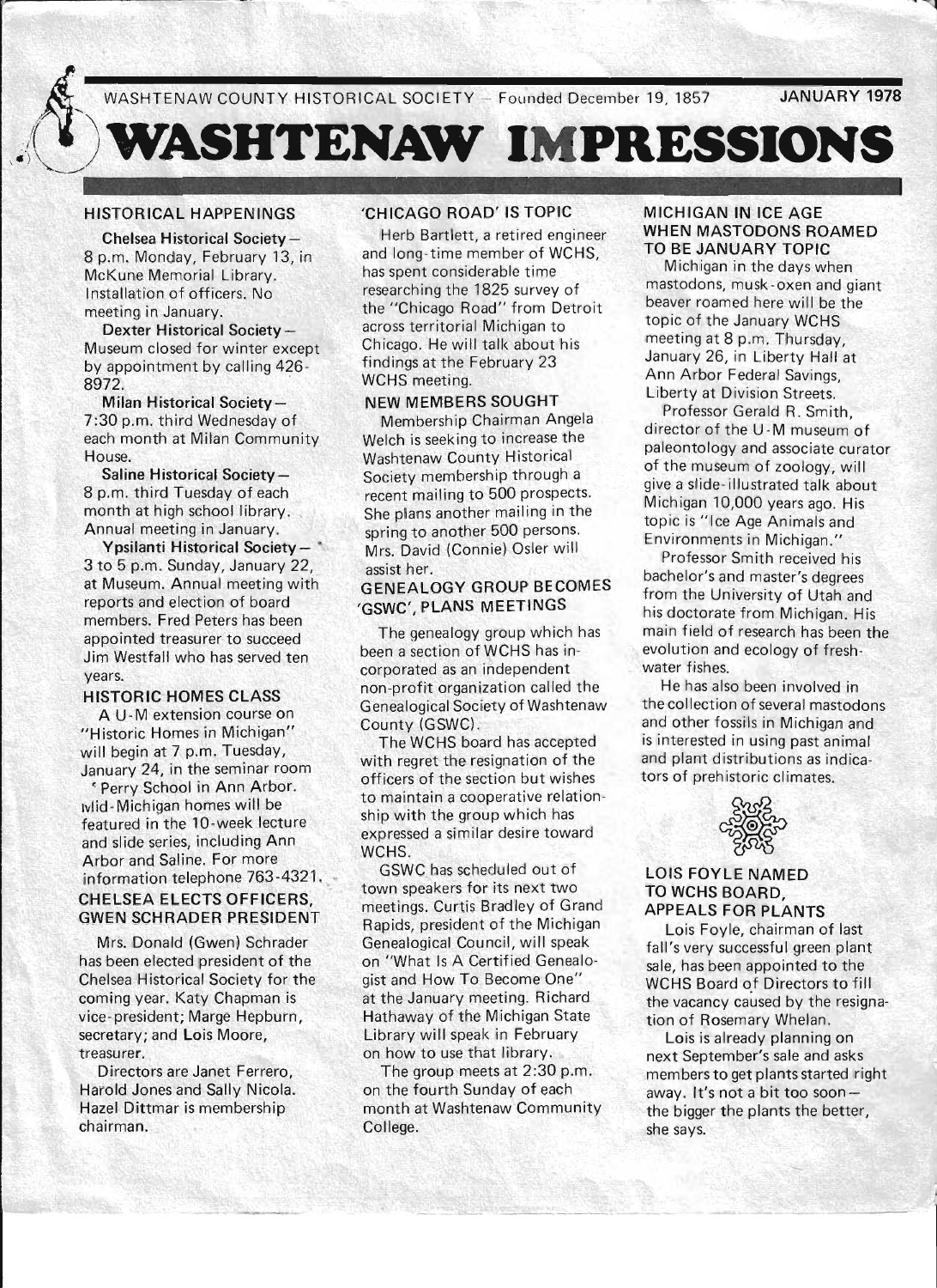WASHTENAW COUNTY HISTORICAL SOCIETY — Founded December 19, 1857 — JANUARY 1978

# WASHTENAW IMPRESSIONS

## HISTORICAL HAPPENINGS

**Chelsea Historical Society** — 8 p.m. Monday, February 13, in McKune Memorial Library. Installation of officers. No meeting in January.

**Dexter Historical Society** — Museum closed for winter except by appointment by calling 426-8972.

**Milan Historical Society** — 7:30 p.m. third Wednesday of each month at Milan Community House.

**Saline Historical Society** — 8 p.m. third Tuesday of each month at high school library. Annual meeting in January.

**Ypsilanti Historical Society** — 3 to 5 p.m. Sunday, January 22, at Museum. Annual meeting with reports and election of board members. Fred Peters has been appointed treasurer to succeed Jim Westfall who has served ten years.

## HISTORIC HOMES CLASS

A U-M extension course on "Historic Homes in Michigan" will begin at 7 p.m. Tuesday, January 24, in the seminar room ' Perry School in Ann Arbor. Mid-Michigan homes will be featured in the 10-week lecture and slide series, including Ann Arbor and Saline. For more information telephone 763-4321.

## CHELSEA ELECTS OFFICERS, GWEN SCHRADER PRESIDENT

Mrs. Donald (Gwen) Schrader has been elected president of the Chelsea Historical Society for the coming year. Katy Chapman is vice-president; Marge Hepburn, secretary; and Lois Moore, treasurer.

Directors are Janet Ferrero, Harold Jones and Sally Nicola. Hazel Dittmar is membership chairman.

## 'CHICAGO ROAD' IS TOPIC

Herb Bartlett, a retired engineer and long-time member of WCHS, has spent considerable time researching the 1825 survey of the "Chicago Road" from Detroit across territorial Michigan to Chicago. He will talk about his findings at the February 23 WCHS meeting.

## NEW MEMBERS SOUGHT

Membership Chairman Angela Welch is seeking to increase the Washtenaw County Historical Society membership through a recent mailing to 500 prospects. She plans another mailing in the spring to another 500 persons. Mrs. David (Connie) Osler will assist her.

## GENEALOGY GROUP BECOMES 'GSWC', PLANS MEETINGS

The genealogy group which has been a section of WCHS has incorporated as an independent non-profit organization called the Genealogical Society of Washtenaw County (GSWC).

The WCHS board has accepted with regret the resignation of the officers of the section but wishes to maintain a cooperative relationship with the group which has expressed a similar desire toward WCHS.

GSWC has scheduled out of town speakers for its next two meetings. Curtis Bradley of Grand Rapids, president of the Michigan Genealogical Council, will speak on "What Is A Certified Genealogist and How To Become One" at the January meeting. Richard Hathaway of the Michigan State Library will speak in February on how to use that library.

The group meets at 2:30 p.m. on the fourth Sunday of each month at Washtenaw Community College.

## MICHIGAN IN ICE AGE WHEN MASTODONS ROAMED TO BE JANUARY TOPIC

Michigan in the days when mastodons, musk-oxen and giant beaver roamed here will be the topic of the January WCHS meeting at 8 p.m. Thursday, January 26, in Liberty Hall at Ann Arbor Federal Savings, Liberty at Division Streets.

Professor Gerald R. Smith, director of the U-M museum of paleontology and associate curator of the museum of zoology, will give a slide-illustrated talk about Michigan 10,000 years ago. His topic is "Ice Age Animals and Environments in Michigan."

Professor Smith received his bachelor's and master's degrees from the University of Utah and his doctorate from Michigan. His main field of research has been the evolution and ecology of fresh-water fishes.

He has also been involved in the collection of several mastodons and other fossils in Michigan and is interested in using past animal and plant distributions as indicators of prehistoric climates.

## LOIS FOYLE NAMED TO WCHS BOARD, APPEALS FOR PLANTS

Lois Foyle, chairman of last fall's very successful green plant sale, has been appointed to the WCHS Board of Directors to fill the vacancy caused by the resignation of Rosemary Whelan.

Lois is already planning on next September's sale and asks members to get plants started right away. It's not a bit too soon — the bigger the plants the better, she says.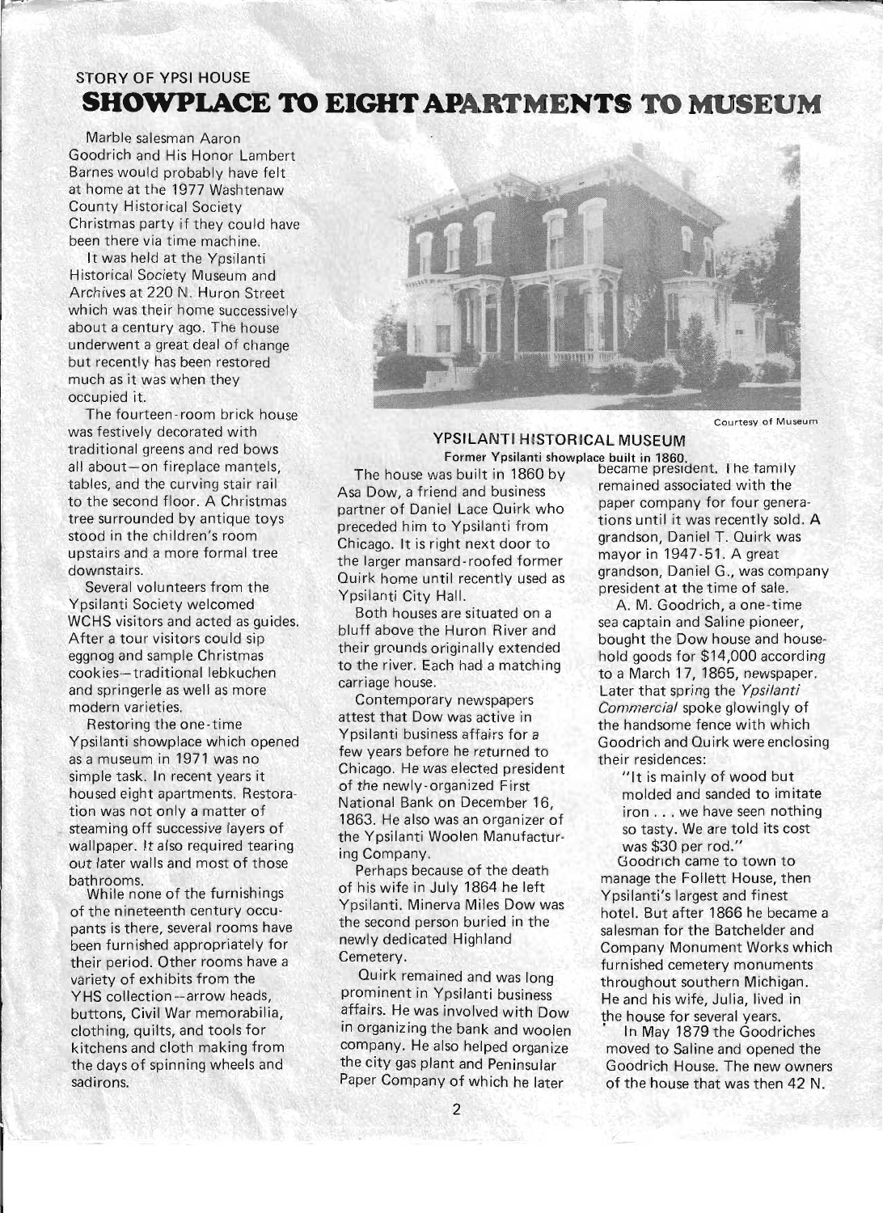STORY OF YPSI HOUSE

# SHOWPLACE TO EIGHT APARTMENTS TO MUSEUM

Marble salesman Aaron Goodrich and His Honor Lambert Barnes would probably have felt at home at the 1977 Washtenaw County Historical Society Christmas party if they could have been there via time machine.

It was held at the Ypsilanti Historical Society Museum and Archives at 220 N. Huron Street which was their home successively about a century ago. The house underwent a great deal of change but recently has been restored much as it was when they occupied it.

The fourteen-room brick house was festively decorated with traditional greens and red bows all about—on fireplace mantels, tables, and the curving stair rail to the second floor. A Christmas tree surrounded by antique toys stood in the children's room upstairs and a more formal tree downstairs.

Several volunteers from the Ypsilanti Society welcomed WCHS visitors and acted as guides. After a tour visitors could sip eggnog and sample Christmas cookies—traditional lebkuchen and springerle as well as more modern varieties.

Restoring the one-time Ypsilanti showplace which opened as a museum in 1971 was no simple task. In recent years it housed eight apartments. Restoration was not only a matter of steaming off successive layers of wallpaper. It also required tearing out later walls and most of those bathrooms.

While none of the furnishings of the nineteenth century occupants is there, several rooms have been furnished appropriately for their period. Other rooms have a variety of exhibits from the YHS collection—arrow heads, buttons, Civil War memorabilia, clothing, quilts, and tools for kitchens and cloth making from the days of spinning wheels and sadirons.

Courtesy of Museum

**YPSILANTI HISTORICAL MUSEUM**
Former Ypsilanti showplace built in 1860.

The house was built in 1860 by Asa Dow, a friend and business partner of Daniel Lace Quirk who preceded him to Ypsilanti from Chicago. It is right next door to the larger mansard-roofed former Quirk home until recently used as Ypsilanti City Hall.

Both houses are situated on a bluff above the Huron River and their grounds originally extended to the river. Each had a matching carriage house.

Contemporary newspapers attest that Dow was active in Ypsilanti business affairs for a few years before he returned to Chicago. He was elected president of the newly-organized First National Bank on December 16, 1863. He also was an organizer of the Ypsilanti Woolen Manufacturing Company.

Perhaps because of the death of his wife in July 1864 he left Ypsilanti. Minerva Miles Dow was the second person buried in the newly dedicated Highland Cemetery.

Quirk remained and was long prominent in Ypsilanti business affairs. He was involved with Dow in organizing the bank and woolen company. He also helped organize the city gas plant and Peninsular Paper Company of which he later became president. The family remained associated with the paper company for four generations until it was recently sold. A grandson, Daniel T. Quirk was mayor in 1947-51. A great grandson, Daniel G., was company president at the time of sale.

A. M. Goodrich, a one-time sea captain and Saline pioneer, bought the Dow house and household goods for $14,000 according to a March 17, 1865, newspaper. Later that spring the *Ypsilanti Commercial* spoke glowingly of the handsome fence with which Goodrich and Quirk were enclosing their residences:

> "It is mainly of wood but molded and sanded to imitate iron . . . we have seen nothing so tasty. We are told its cost was $30 per rod."

Goodrich came to town to manage the Follett House, then Ypsilanti's largest and finest hotel. But after 1866 he became a salesman for the Batchelder and Company Monument Works which furnished cemetery monuments throughout southern Michigan. He and his wife, Julia, lived in the house for several years.

In May 1879 the Goodriches moved to Saline and opened the Goodrich House. The new owners of the house that was then 42 N.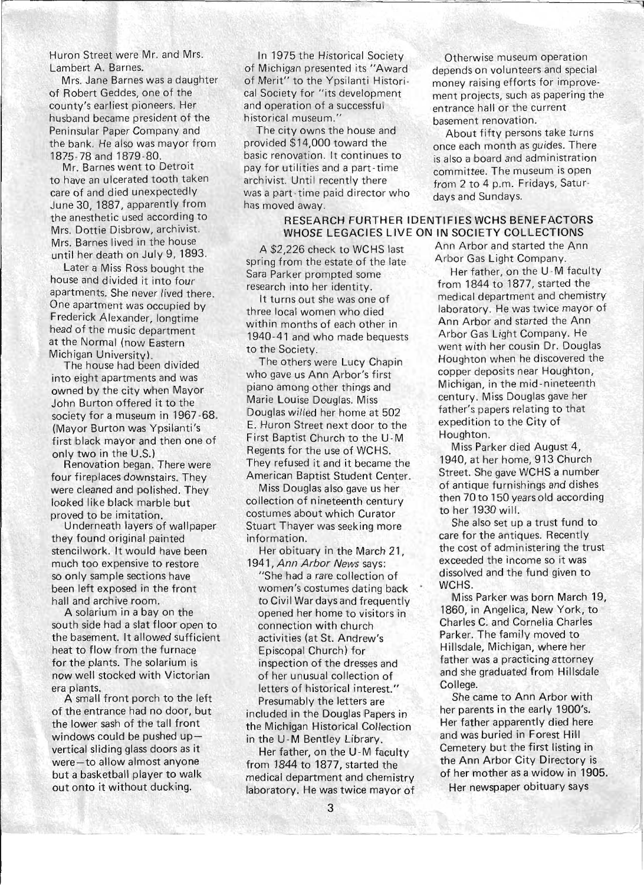Huron Street were Mr. and Mrs. Lambert A. Barnes.

Mrs. Jane Barnes was a daughter of Robert Geddes, one of the county's earliest pioneers. Her husband became president of the Peninsular Paper Company and the bank. He also was mayor from 1875-78 and 1879-80.

Mr. Barnes went to Detroit to have an ulcerated tooth taken care of and died unexpectedly June 30, 1887, apparently from the anesthetic used according to Mrs. Dottie Disbrow, archivist. Mrs. Barnes lived in the house until her death on July 9, 1893.

Later a Miss Ross bought the house and divided it into four apartments. She never lived there. One apartment was occupied by Frederick Alexander, longtime head of the music department at the Normal (now Eastern Michigan University).

The house had been divided into eight apartments and was owned by the city when Mayor John Burton offered it to the society for a museum in 1967-68. (Mayor Burton was Ypsilanti's first black mayor and then one of only two in the U.S.)

Renovation began. There were four fireplaces downstairs. They were cleaned and polished. They looked like black marble but proved to be imitation.

Underneath layers of wallpaper they found original painted stencilwork. It would have been much too expensive to restore so only sample sections have been left exposed in the front hall and archive room.

A solarium in a bay on the south side had a slat floor open to the basement. It allowed sufficient heat to flow from the furnace for the plants. The solarium is now well stocked with Victorian era plants.

A small front porch to the left of the entrance had no door, but the lower sash of the tall front windows could be pushed up—vertical sliding glass doors as it were—to allow almost anyone but a basketball player to walk out onto it without ducking.

In 1975 the Historical Society of Michigan presented its "Award of Merit" to the Ypsilanti Historical Society for "its development and operation of a successful historical museum."

The city owns the house and provided $14,000 toward the basic renovation. It continues to pay for utilities and a part-time archivist. Until recently there was a part-time paid director who has moved away.

Otherwise museum operation depends on volunteers and special money raising efforts for improvement projects, such as papering the entrance hall or the current basement renovation.

About fifty persons take turns once each month as guides. There is also a board and administration committee. The museum is open from 2 to 4 p.m. Fridays, Saturdays and Sundays.

## RESEARCH FURTHER IDENTIFIES WCHS BENEFACTORS WHOSE LEGACIES LIVE ON IN SOCIETY COLLECTIONS

A $2,226 check to WCHS last spring from the estate of the late Sara Parker prompted some research into her identity.

It turns out she was one of three local women who died within months of each other in 1940-41 and who made bequests to the Society.

The others were Lucy Chapin who gave us Ann Arbor's first piano among other things and Marie Louise Douglas. Miss Douglas willed her home at 502 E. Huron Street next door to the First Baptist Church to the U-M Regents for the use of WCHS. They refused it and it became the American Baptist Student Center.

Miss Douglas also gave us her collection of nineteenth century costumes about which Curator Stuart Thayer was seeking more information.

Her obituary in the March 21, 1941, *Ann Arbor News* says:

"She had a rare collection of women's costumes dating back to Civil War days and frequently opened her home to visitors in connection with church activities (at St. Andrew's Episcopal Church) for inspection of the dresses and of her unusual collection of letters of historical interest."

Presumably the letters are included in the Douglas Papers in the Michigan Historical Collection in the U-M Bentley Library.

Her father, on the U-M faculty from 1844 to 1877, started the medical department and chemistry laboratory. He was twice mayor of Ann Arbor and started the Ann Arbor Gas Light Company.

Her father, on the U-M faculty from 1844 to 1877, started the medical department and chemistry laboratory. He was twice mayor of Ann Arbor and started the Ann Arbor Gas Light Company. He went with her cousin Dr. Douglas Houghton when he discovered the copper deposits near Houghton, Michigan, in the mid-nineteenth century. Miss Douglas gave her father's papers relating to that expedition to the City of Houghton.

Miss Parker died August 4, 1940, at her home, 913 Church Street. She gave WCHS a number of antique furnishings and dishes then 70 to 150 years old according to her 1930 will.

She also set up a trust fund to care for the antiques. Recently the cost of administering the trust exceeded the income so it was dissolved and the fund given to WCHS.

Miss Parker was born March 19, 1860, in Angelica, New York, to Charles C. and Cornelia Charles Parker. The family moved to Hillsdale, Michigan, where her father was a practicing attorney and she graduated from Hillsdale College.

She came to Ann Arbor with her parents in the early 1900's. Her father apparently died here and was buried in Forest Hill Cemetery but the first listing in the Ann Arbor City Directory is of her mother as a widow in 1905.

Her newspaper obituary says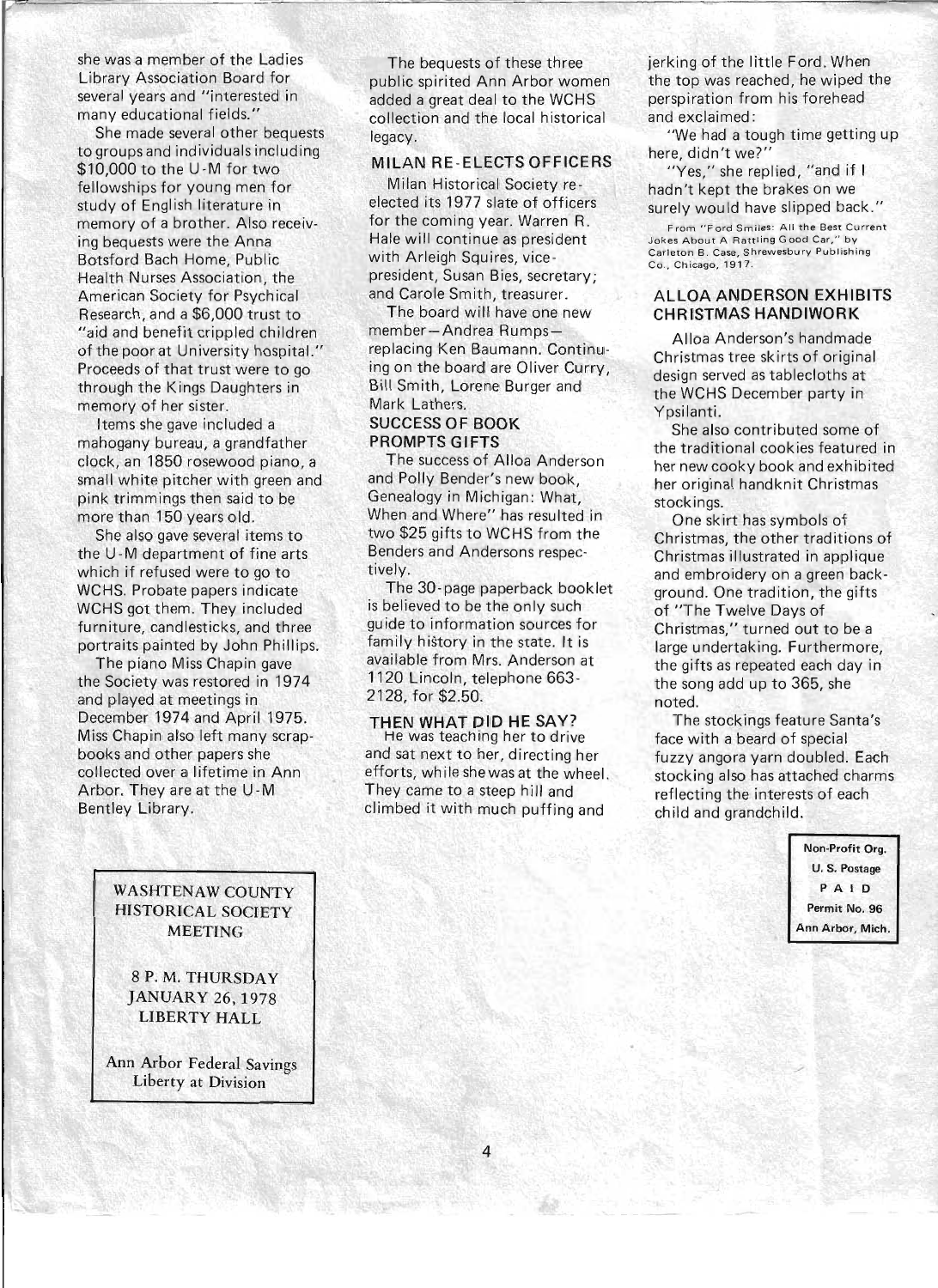she was a member of the Ladies Library Association Board for several years and "interested in many educational fields."

She made several other bequests to groups and individuals including $10,000 to the U-M for two fellowships for young men for study of English literature in memory of a brother. Also receiving bequests were the Anna Botsford Bach Home, Public Health Nurses Association, the American Society for Psychical Research, and a $6,000 trust to "aid and benefit crippled children of the poor at University hospital." Proceeds of that trust were to go through the Kings Daughters in memory of her sister.

Items she gave included a mahogany bureau, a grandfather clock, an 1850 rosewood piano, a small white pitcher with green and pink trimmings then said to be more than 150 years old.

She also gave several items to the U-M department of fine arts which if refused were to go to WCHS. Probate papers indicate WCHS got them. They included furniture, candlesticks, and three portraits painted by John Phillips.

The piano Miss Chapin gave the Society was restored in 1974 and played at meetings in December 1974 and April 1975. Miss Chapin also left many scrapbooks and other papers she collected over a lifetime in Ann Arbor. They are at the U-M Bentley Library.

The bequests of these three public spirited Ann Arbor women added a great deal to the WCHS collection and the local historical legacy.

## MILAN RE-ELECTS OFFICERS

Milan Historical Society re-elected its 1977 slate of officers for the coming year. Warren R. Hale will continue as president with Arleigh Squires, vice-president, Susan Bies, secretary; and Carole Smith, treasurer.

The board will have one new member—Andrea Rumps—replacing Ken Baumann. Continuing on the board are Oliver Curry, Bill Smith, Lorene Burger and Mark Lathers.

## SUCCESS OF BOOK PROMPTS GIFTS

The success of Alloa Anderson and Polly Bender's new book, Genealogy in Michigan: What, When and Where" has resulted in two $25 gifts to WCHS from the Benders and Andersons respectively.

The 30-page paperback booklet is believed to be the only such guide to information sources for family history in the state. It is available from Mrs. Anderson at 1120 Lincoln, telephone 663-2128, for $2.50.

## THEN WHAT DID HE SAY?

He was teaching her to drive and sat next to her, directing her efforts, while she was at the wheel. They came to a steep hill and climbed it with much puffing and jerking of the little Ford. When the top was reached, he wiped the perspiration from his forehead and exclaimed:

"We had a tough time getting up here, didn't we?"

"Yes," she replied, "and if I hadn't kept the brakes on we surely would have slipped back."

From "Ford Smiles: All the Best Current Jokes About A Rattling Good Car," by Carleton B. Case, Shrewesbury Publishing Co., Chicago, 1917.

## ALLOA ANDERSON EXHIBITS CHRISTMAS HANDIWORK

Alloa Anderson's handmade Christmas tree skirts of original design served as tablecloths at the WCHS December party in Ypsilanti.

She also contributed some of the traditional cookies featured in her new cooky book and exhibited her original handknit Christmas stockings.

One skirt has symbols of Christmas, the other traditions of Christmas illustrated in applique and embroidery on a green background. One tradition, the gifts of "The Twelve Days of Christmas," turned out to be a large undertaking. Furthermore, the gifts as repeated each day in the song add up to 365, she noted.

The stockings feature Santa's face with a beard of special fuzzy angora yarn doubled. Each stocking also has attached charms reflecting the interests of each child and grandchild.

WASHTENAW COUNTY HISTORICAL SOCIETY MEETING

8 P. M. THURSDAY JANUARY 26, 1978 LIBERTY HALL

Ann Arbor Federal Savings Liberty at Division

Non-Profit Org. U. S. Postage PAID Permit No. 96 Ann Arbor, Mich.